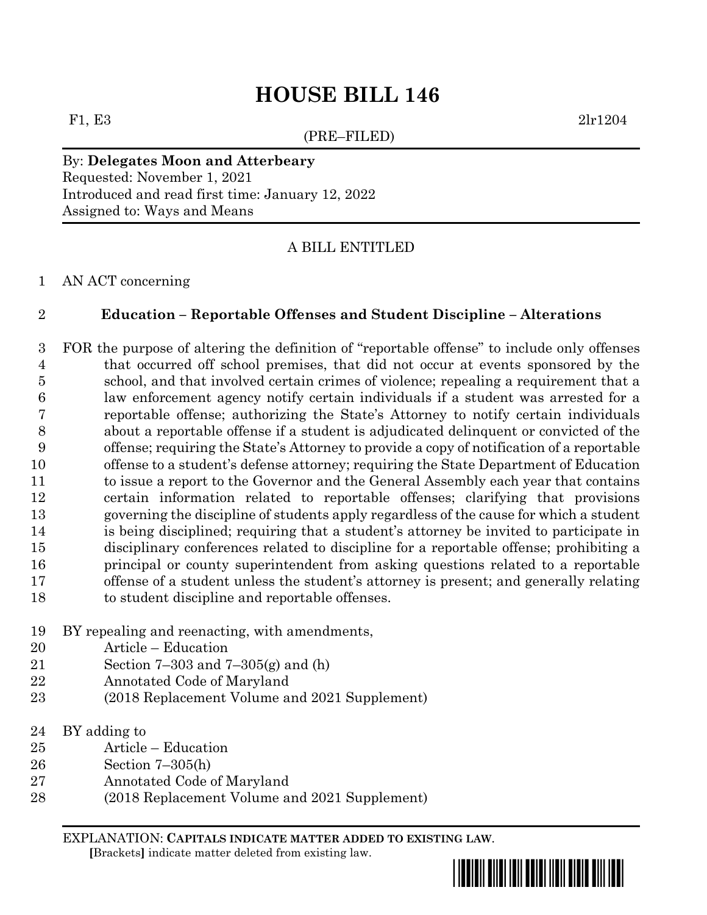# HOUSE BILL 146

F1, E3 2lr1204

(PRE–FILED)

By: **Delegates Moon and Atterbeary**
Requested: November 1, 2021
Introduced and read first time: January 12, 2022
Assigned to: Ways and Means

A BILL ENTITLED

1 AN ACT concerning

2 **Education – Reportable Offenses and Student Discipline – Alterations**

3 FOR the purpose of altering the definition of "reportable offense" to include only offenses
4 that occurred off school premises, that did not occur at events sponsored by the
5 school, and that involved certain crimes of violence; repealing a requirement that a
6 law enforcement agency notify certain individuals if a student was arrested for a
7 reportable offense; authorizing the State's Attorney to notify certain individuals
8 about a reportable offense if a student is adjudicated delinquent or convicted of the
9 offense; requiring the State's Attorney to provide a copy of notification of a reportable
10 offense to a student's defense attorney; requiring the State Department of Education
11 to issue a report to the Governor and the General Assembly each year that contains
12 certain information related to reportable offenses; clarifying that provisions
13 governing the discipline of students apply regardless of the cause for which a student
14 is being disciplined; requiring that a student's attorney be invited to participate in
15 disciplinary conferences related to discipline for a reportable offense; prohibiting a
16 principal or county superintendent from asking questions related to a reportable
17 offense of a student unless the student's attorney is present; and generally relating
18 to student discipline and reportable offenses.

19 BY repealing and reenacting, with amendments,
20 Article – Education
21 Section 7–303 and 7–305(g) and (h)
22 Annotated Code of Maryland
23 (2018 Replacement Volume and 2021 Supplement)

24 BY adding to
25 Article – Education
26 Section 7–305(h)
27 Annotated Code of Maryland
28 (2018 Replacement Volume and 2021 Supplement)

EXPLANATION: **CAPITALS INDICATE MATTER ADDED TO EXISTING LAW**.
[Brackets] indicate matter deleted from existing law.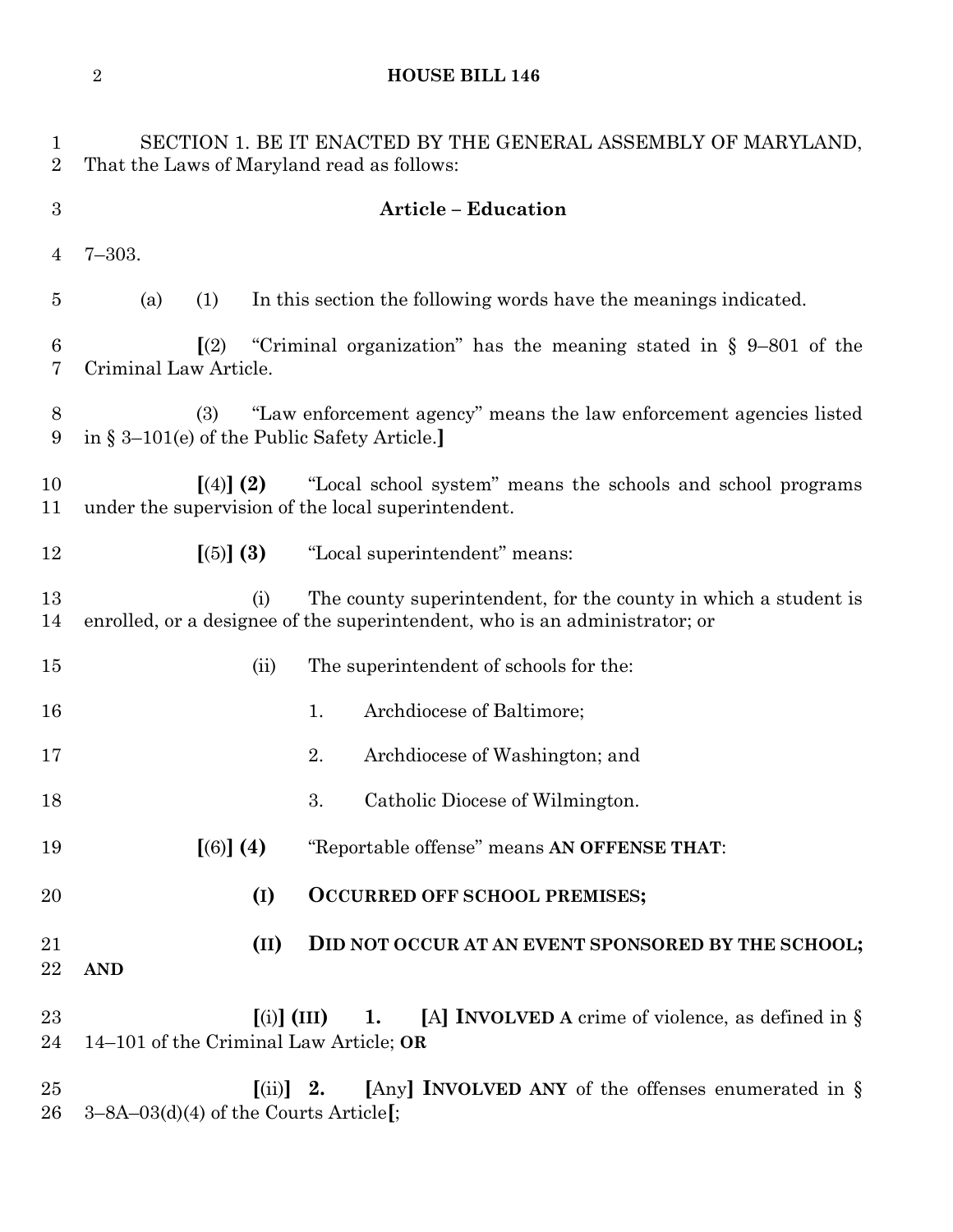SECTION 1. BE IT ENACTED BY THE GENERAL ASSEMBLY OF MARYLAND, That the Laws of Maryland read as follows:

**Article – Education**

7–303.

(a) (1) In this section the following words have the meanings indicated.

**[**(2) "Criminal organization" has the meaning stated in § 9–801 of the Criminal Law Article.

(3) "Law enforcement agency" means the law enforcement agencies listed in § 3–101(e) of the Public Safety Article.**]**

**[**(4)**] (2)** "Local school system" means the schools and school programs under the supervision of the local superintendent.

**[**(5)**] (3)** "Local superintendent" means:

(i) The county superintendent, for the county in which a student is enrolled, or a designee of the superintendent, who is an administrator; or

(ii) The superintendent of schools for the:

1. Archdiocese of Baltimore;

2. Archdiocese of Washington; and

3. Catholic Diocese of Wilmington.

**[**(6)**] (4)** "Reportable offense" means **AN OFFENSE THAT**:

**(I) OCCURRED OFF SCHOOL PREMISES;**

**(II) DID NOT OCCUR AT AN EVENT SPONSORED BY THE SCHOOL; AND**

**[**(i)**] (III) 1. [**A**] INVOLVED A** crime of violence, as defined in § 14–101 of the Criminal Law Article; **OR**

**[**(ii)**] 2. [**Any**] INVOLVED ANY** of the offenses enumerated in § 3–8A–03(d)(4) of the Courts Article**[**;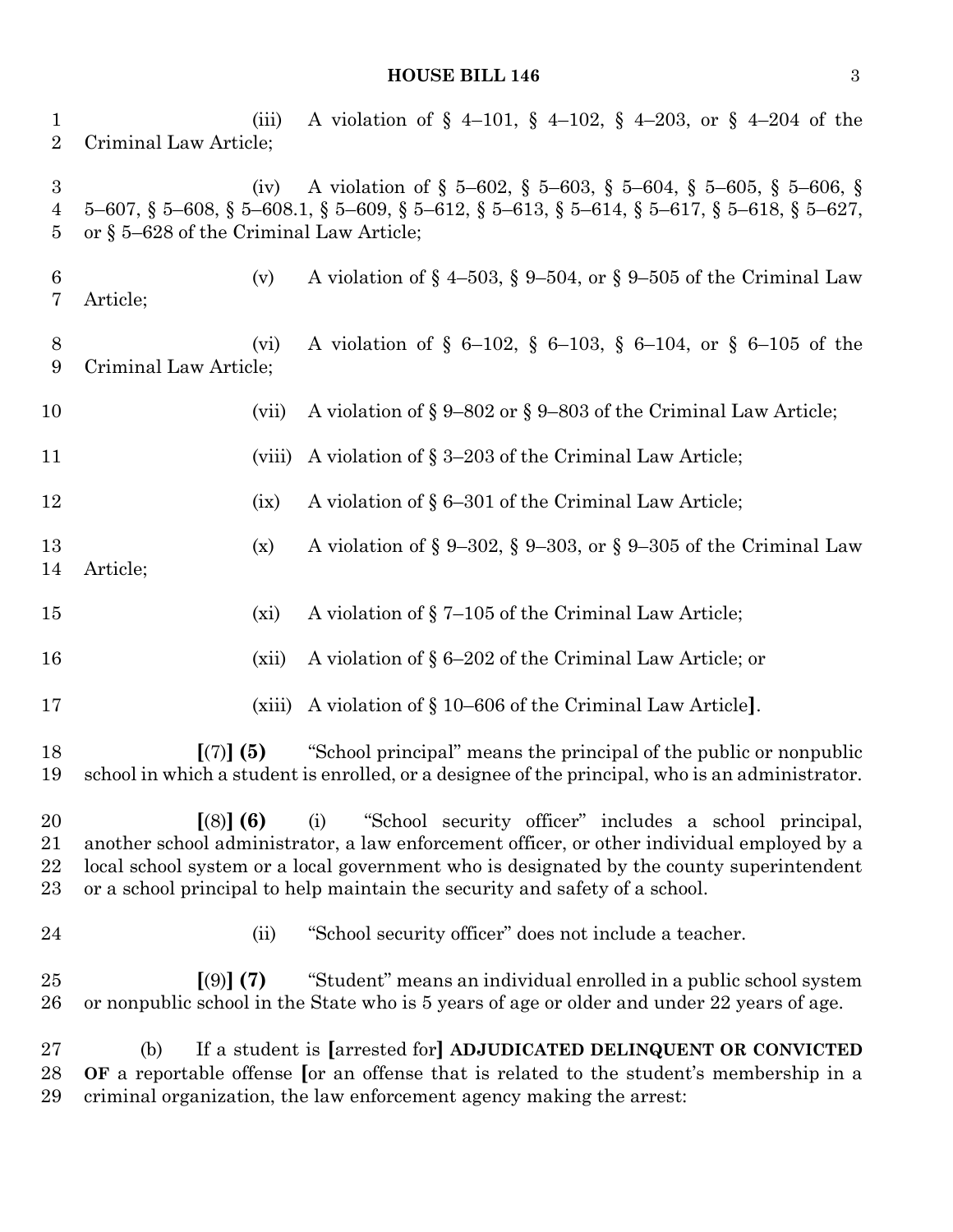(iii) A violation of § 4–101, § 4–102, § 4–203, or § 4–204 of the Criminal Law Article;

(iv) A violation of § 5–602, § 5–603, § 5–604, § 5–605, § 5–606, § 5–607, § 5–608, § 5–608.1, § 5–609, § 5–612, § 5–613, § 5–614, § 5–617, § 5–618, § 5–627, or § 5–628 of the Criminal Law Article;

(v) A violation of § 4–503, § 9–504, or § 9–505 of the Criminal Law Article;

(vi) A violation of § 6–102, § 6–103, § 6–104, or § 6–105 of the Criminal Law Article;

(vii) A violation of § 9–802 or § 9–803 of the Criminal Law Article;

(viii) A violation of § 3–203 of the Criminal Law Article;

(ix) A violation of § 6–301 of the Criminal Law Article;

(x) A violation of § 9–302, § 9–303, or § 9–305 of the Criminal Law Article;

(xi) A violation of § 7–105 of the Criminal Law Article;

(xii) A violation of § 6–202 of the Criminal Law Article; or

(xiii) A violation of § 10–606 of the Criminal Law Article**]**.

**[**(7)**] (5)** "School principal" means the principal of the public or nonpublic school in which a student is enrolled, or a designee of the principal, who is an administrator.

**[**(8)**] (6)** (i) "School security officer" includes a school principal, another school administrator, a law enforcement officer, or other individual employed by a local school system or a local government who is designated by the county superintendent or a school principal to help maintain the security and safety of a school.

(ii) "School security officer" does not include a teacher.

**[**(9)**] (7)** "Student" means an individual enrolled in a public school system or nonpublic school in the State who is 5 years of age or older and under 22 years of age.

(b) If a student is **[**arrested for**] ADJUDICATED DELINQUENT OR CONVICTED OF** a reportable offense **[**or an offense that is related to the student's membership in a criminal organization, the law enforcement agency making the arrest: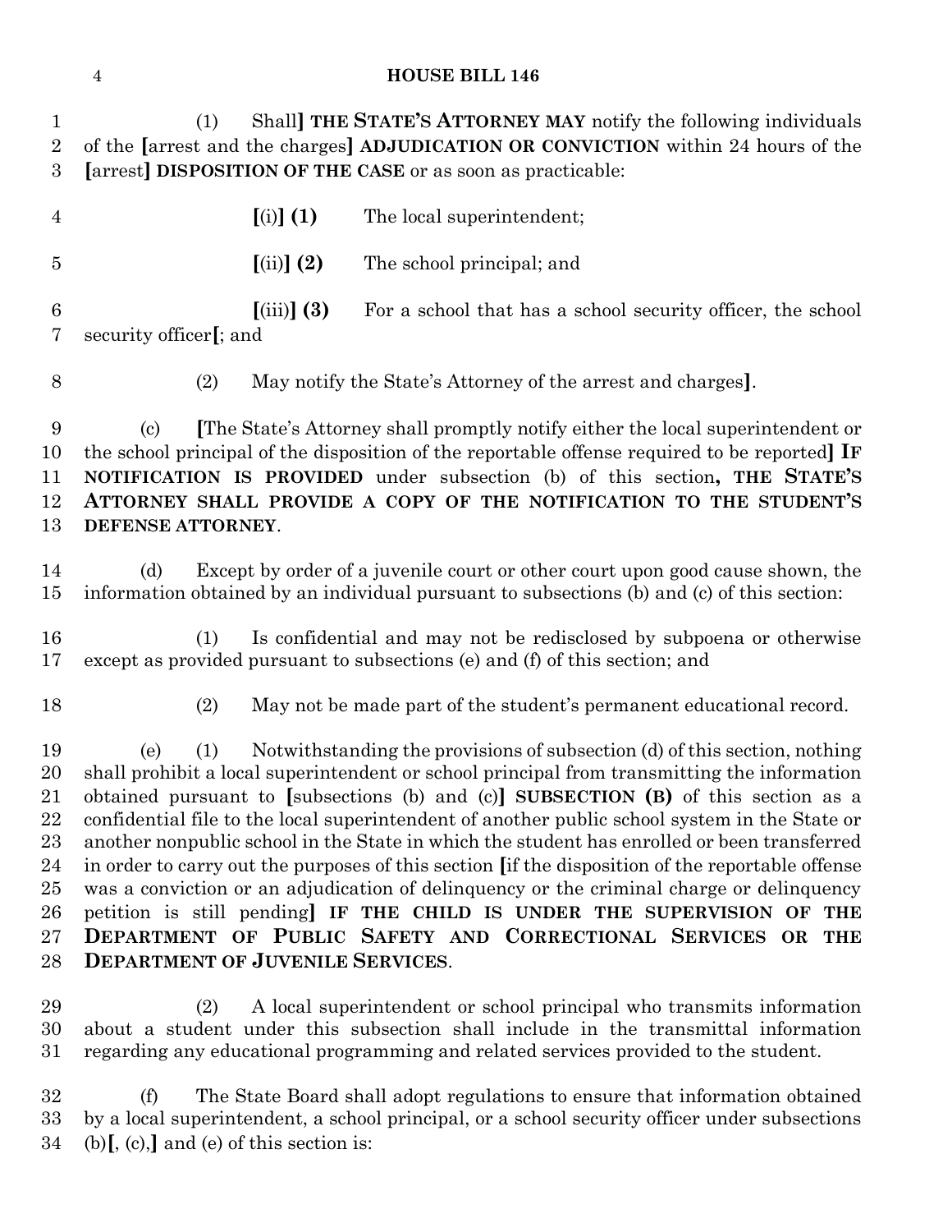(1) Shall**]** **THE STATE'S ATTORNEY MAY** notify the following individuals of the **[**arrest and the charges**]** **ADJUDICATION OR CONVICTION** within 24 hours of the **[**arrest**]** **DISPOSITION OF THE CASE** or as soon as practicable:

**[**(i)**]** **(1)** The local superintendent;

**[**(ii)**]** **(2)** The school principal; and

**[**(iii)**]** **(3)** For a school that has a school security officer, the school security officer**[**; and

(2) May notify the State's Attorney of the arrest and charges**]**.

(c) **[**The State's Attorney shall promptly notify either the local superintendent or the school principal of the disposition of the reportable offense required to be reported**]** **IF NOTIFICATION IS PROVIDED** under subsection (b) of this section**, THE STATE'S ATTORNEY SHALL PROVIDE A COPY OF THE NOTIFICATION TO THE STUDENT'S DEFENSE ATTORNEY**.

(d) Except by order of a juvenile court or other court upon good cause shown, the information obtained by an individual pursuant to subsections (b) and (c) of this section:

(1) Is confidential and may not be redisclosed by subpoena or otherwise except as provided pursuant to subsections (e) and (f) of this section; and

(2) May not be made part of the student's permanent educational record.

(e) (1) Notwithstanding the provisions of subsection (d) of this section, nothing shall prohibit a local superintendent or school principal from transmitting the information obtained pursuant to **[**subsections (b) and (c)**]** **SUBSECTION (B)** of this section as a confidential file to the local superintendent of another public school system in the State or another nonpublic school in the State in which the student has enrolled or been transferred in order to carry out the purposes of this section **[**if the disposition of the reportable offense was a conviction or an adjudication of delinquency or the criminal charge or delinquency petition is still pending**]** **IF THE CHILD IS UNDER THE SUPERVISION OF THE DEPARTMENT OF PUBLIC SAFETY AND CORRECTIONAL SERVICES OR THE DEPARTMENT OF JUVENILE SERVICES**.

(2) A local superintendent or school principal who transmits information about a student under this subsection shall include in the transmittal information regarding any educational programming and related services provided to the student.

(f) The State Board shall adopt regulations to ensure that information obtained by a local superintendent, a school principal, or a school security officer under subsections (b)**[**, (c),**]** and (e) of this section is: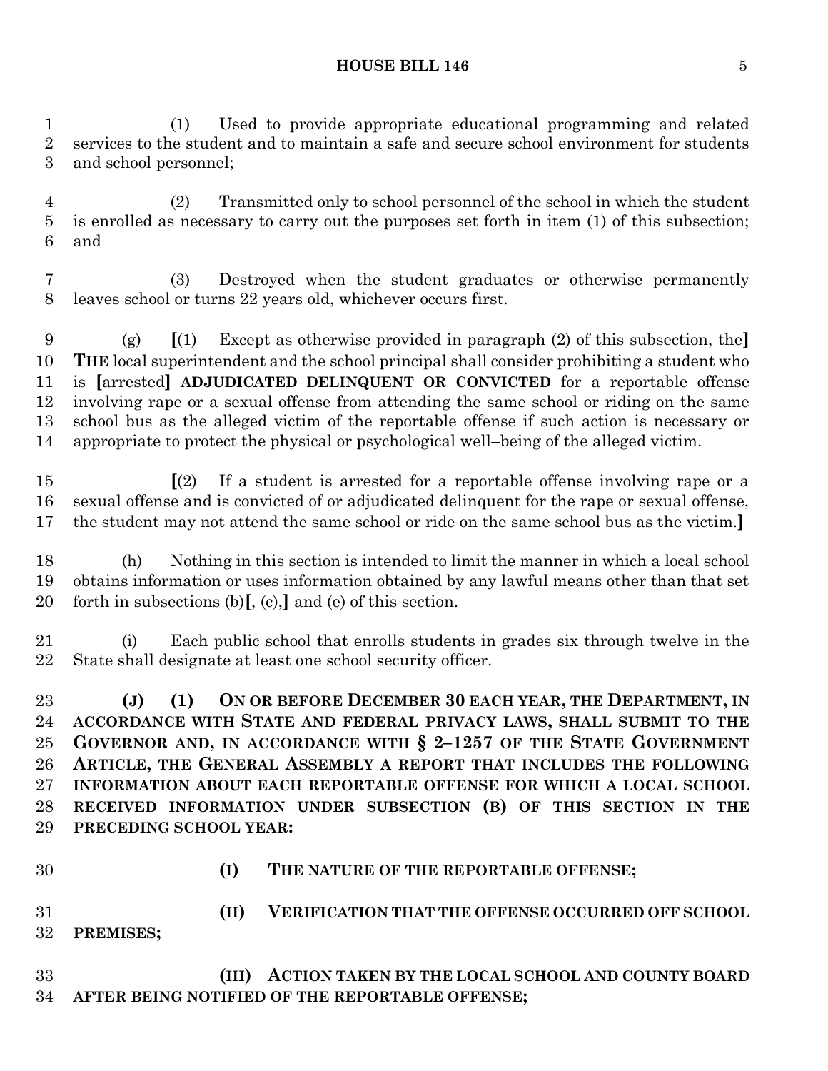(1) Used to provide appropriate educational programming and related services to the student and to maintain a safe and secure school environment for students and school personnel;

(2) Transmitted only to school personnel of the school in which the student is enrolled as necessary to carry out the purposes set forth in item (1) of this subsection; and

(3) Destroyed when the student graduates or otherwise permanently leaves school or turns 22 years old, whichever occurs first.

(g) **[**(1) Except as otherwise provided in paragraph (2) of this subsection, the**]** **THE** local superintendent and the school principal shall consider prohibiting a student who is **[**arrested**]** **ADJUDICATED DELINQUENT OR CONVICTED** for a reportable offense involving rape or a sexual offense from attending the same school or riding on the same school bus as the alleged victim of the reportable offense if such action is necessary or appropriate to protect the physical or psychological well–being of the alleged victim.

**[**(2) If a student is arrested for a reportable offense involving rape or a sexual offense and is convicted of or adjudicated delinquent for the rape or sexual offense, the student may not attend the same school or ride on the same school bus as the victim.**]**

(h) Nothing in this section is intended to limit the manner in which a local school obtains information or uses information obtained by any lawful means other than that set forth in subsections (b)**[**, (c),**]** and (e) of this section.

(i) Each public school that enrolls students in grades six through twelve in the State shall designate at least one school security officer.

**(J) (1) ON OR BEFORE DECEMBER 30 EACH YEAR, THE DEPARTMENT, IN ACCORDANCE WITH STATE AND FEDERAL PRIVACY LAWS, SHALL SUBMIT TO THE GOVERNOR AND, IN ACCORDANCE WITH § 2–1257 OF THE STATE GOVERNMENT ARTICLE, THE GENERAL ASSEMBLY A REPORT THAT INCLUDES THE FOLLOWING INFORMATION ABOUT EACH REPORTABLE OFFENSE FOR WHICH A LOCAL SCHOOL RECEIVED INFORMATION UNDER SUBSECTION (B) OF THIS SECTION IN THE PRECEDING SCHOOL YEAR:**

**(I) THE NATURE OF THE REPORTABLE OFFENSE;**

**(II) VERIFICATION THAT THE OFFENSE OCCURRED OFF SCHOOL PREMISES;**

**(III) ACTION TAKEN BY THE LOCAL SCHOOL AND COUNTY BOARD AFTER BEING NOTIFIED OF THE REPORTABLE OFFENSE;**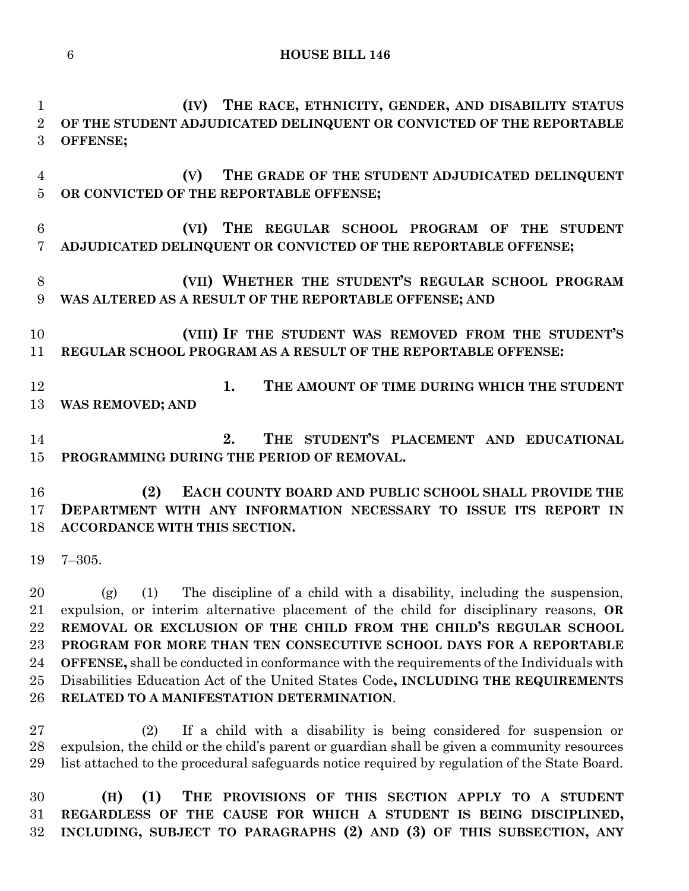**(IV) THE RACE, ETHNICITY, GENDER, AND DISABILITY STATUS OF THE STUDENT ADJUDICATED DELINQUENT OR CONVICTED OF THE REPORTABLE OFFENSE;**

**(V) THE GRADE OF THE STUDENT ADJUDICATED DELINQUENT OR CONVICTED OF THE REPORTABLE OFFENSE;**

**(VI) THE REGULAR SCHOOL PROGRAM OF THE STUDENT ADJUDICATED DELINQUENT OR CONVICTED OF THE REPORTABLE OFFENSE;**

**(VII) WHETHER THE STUDENT'S REGULAR SCHOOL PROGRAM WAS ALTERED AS A RESULT OF THE REPORTABLE OFFENSE; AND**

**(VIII) IF THE STUDENT WAS REMOVED FROM THE STUDENT'S REGULAR SCHOOL PROGRAM AS A RESULT OF THE REPORTABLE OFFENSE:**

**1. THE AMOUNT OF TIME DURING WHICH THE STUDENT WAS REMOVED; AND**

**2. THE STUDENT'S PLACEMENT AND EDUCATIONAL PROGRAMMING DURING THE PERIOD OF REMOVAL.**

**(2) EACH COUNTY BOARD AND PUBLIC SCHOOL SHALL PROVIDE THE DEPARTMENT WITH ANY INFORMATION NECESSARY TO ISSUE ITS REPORT IN ACCORDANCE WITH THIS SECTION.**

7–305.

(g) (1) The discipline of a child with a disability, including the suspension, expulsion, or interim alternative placement of the child for disciplinary reasons, **OR REMOVAL OR EXCLUSION OF THE CHILD FROM THE CHILD'S REGULAR SCHOOL PROGRAM FOR MORE THAN TEN CONSECUTIVE SCHOOL DAYS FOR A REPORTABLE OFFENSE,** shall be conducted in conformance with the requirements of the Individuals with Disabilities Education Act of the United States Code**, INCLUDING THE REQUIREMENTS RELATED TO A MANIFESTATION DETERMINATION**.

(2) If a child with a disability is being considered for suspension or expulsion, the child or the child's parent or guardian shall be given a community resources list attached to the procedural safeguards notice required by regulation of the State Board.

**(H) (1) THE PROVISIONS OF THIS SECTION APPLY TO A STUDENT REGARDLESS OF THE CAUSE FOR WHICH A STUDENT IS BEING DISCIPLINED, INCLUDING, SUBJECT TO PARAGRAPHS (2) AND (3) OF THIS SUBSECTION, ANY**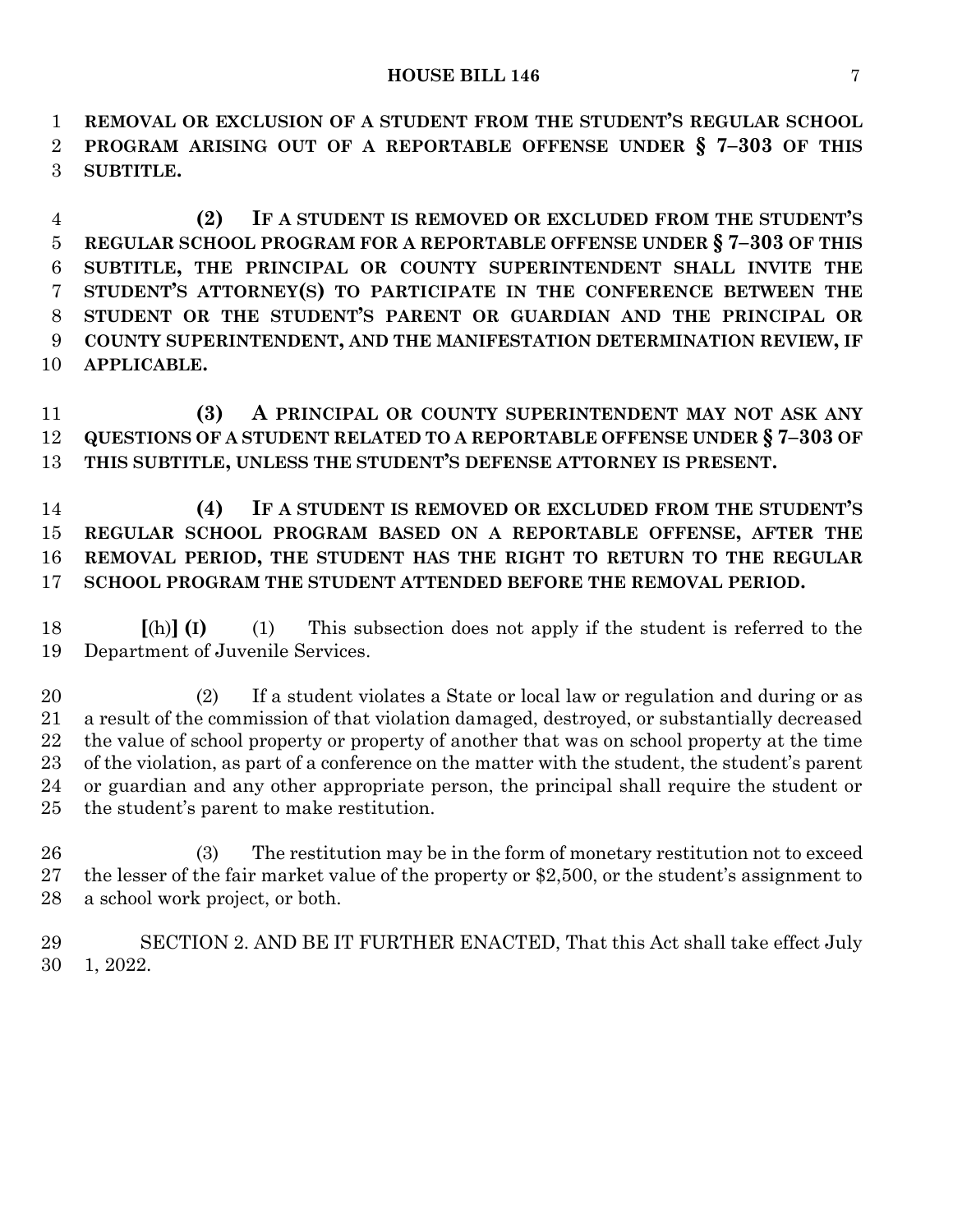**REMOVAL OR EXCLUSION OF A STUDENT FROM THE STUDENT'S REGULAR SCHOOL PROGRAM ARISING OUT OF A REPORTABLE OFFENSE UNDER § 7–303 OF THIS SUBTITLE.**

**(2) IF A STUDENT IS REMOVED OR EXCLUDED FROM THE STUDENT'S REGULAR SCHOOL PROGRAM FOR A REPORTABLE OFFENSE UNDER § 7–303 OF THIS SUBTITLE, THE PRINCIPAL OR COUNTY SUPERINTENDENT SHALL INVITE THE STUDENT'S ATTORNEY(S) TO PARTICIPATE IN THE CONFERENCE BETWEEN THE STUDENT OR THE STUDENT'S PARENT OR GUARDIAN AND THE PRINCIPAL OR COUNTY SUPERINTENDENT, AND THE MANIFESTATION DETERMINATION REVIEW, IF APPLICABLE.**

**(3) A PRINCIPAL OR COUNTY SUPERINTENDENT MAY NOT ASK ANY QUESTIONS OF A STUDENT RELATED TO A REPORTABLE OFFENSE UNDER § 7–303 OF THIS SUBTITLE, UNLESS THE STUDENT'S DEFENSE ATTORNEY IS PRESENT.**

**(4) IF A STUDENT IS REMOVED OR EXCLUDED FROM THE STUDENT'S REGULAR SCHOOL PROGRAM BASED ON A REPORTABLE OFFENSE, AFTER THE REMOVAL PERIOD, THE STUDENT HAS THE RIGHT TO RETURN TO THE REGULAR SCHOOL PROGRAM THE STUDENT ATTENDED BEFORE THE REMOVAL PERIOD.**

**[**(h)**] (I)** (1) This subsection does not apply if the student is referred to the Department of Juvenile Services.

(2) If a student violates a State or local law or regulation and during or as a result of the commission of that violation damaged, destroyed, or substantially decreased the value of school property or property of another that was on school property at the time of the violation, as part of a conference on the matter with the student, the student's parent or guardian and any other appropriate person, the principal shall require the student or the student's parent to make restitution.

(3) The restitution may be in the form of monetary restitution not to exceed the lesser of the fair market value of the property or $2,500, or the student's assignment to a school work project, or both.

SECTION 2. AND BE IT FURTHER ENACTED, That this Act shall take effect July 1, 2022.